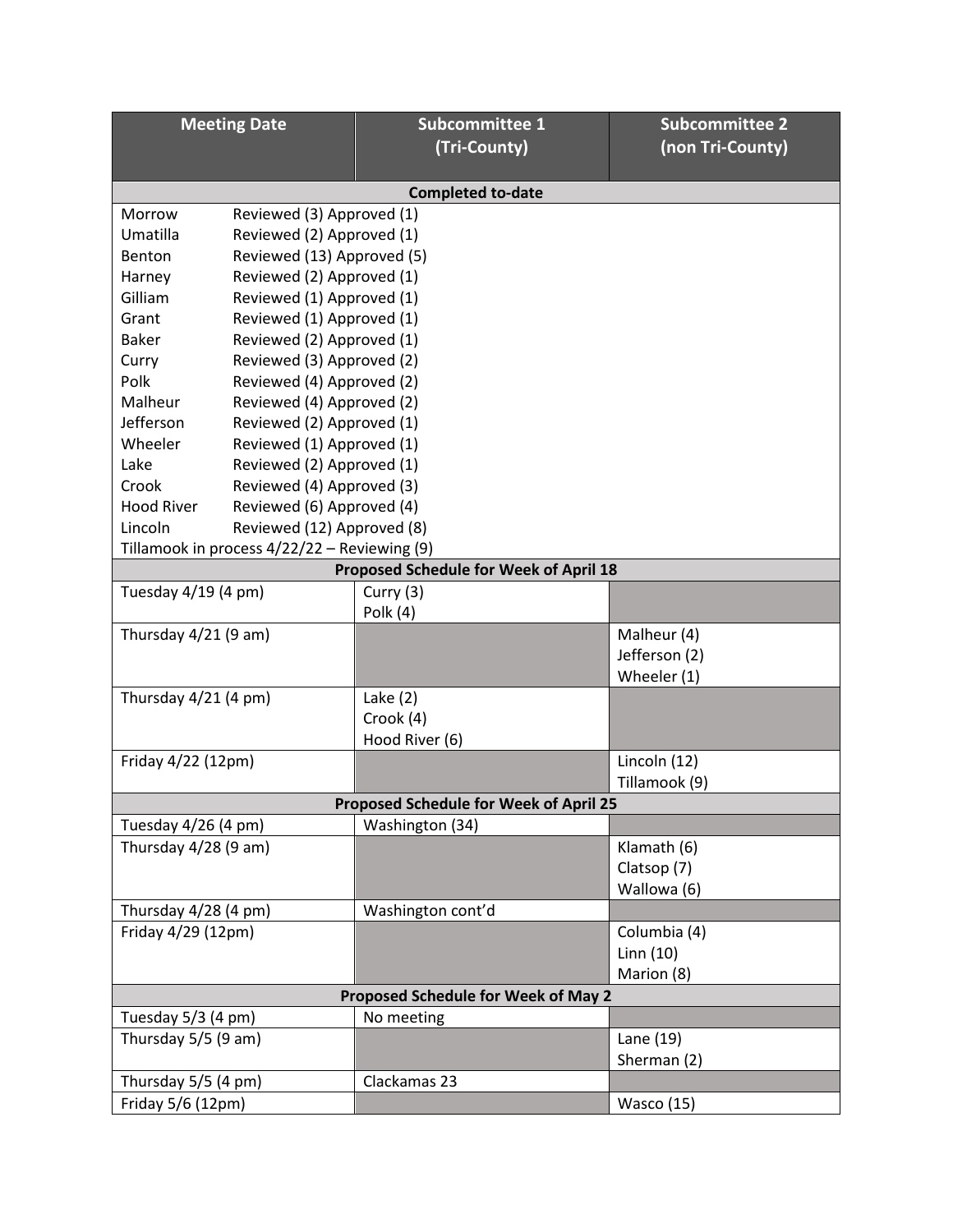| Meeting Date | Subcommittee 1 (Tri-County) | Subcommittee 2 (non Tri-County) |
|---|---|---|
| **Completed to-date** | | |
| Morrow Reviewed (3) Approved (1) | | |
| Umatilla Reviewed (2) Approved (1) | | |
| Benton Reviewed (13) Approved (5) | | |
| Harney Reviewed (2) Approved (1) | | |
| Gilliam Reviewed (1) Approved (1) | | |
| Grant Reviewed (1) Approved (1) | | |
| Baker Reviewed (2) Approved (1) | | |
| Curry Reviewed (3) Approved (2) | | |
| Polk Reviewed (4) Approved (2) | | |
| Malheur Reviewed (4) Approved (2) | | |
| Jefferson Reviewed (2) Approved (1) | | |
| Wheeler Reviewed (1) Approved (1) | | |
| Lake Reviewed (2) Approved (1) | | |
| Crook Reviewed (4) Approved (3) | | |
| Hood River Reviewed (6) Approved (4) | | |
| Lincoln Reviewed (12) Approved (8) | | |
| Tillamook in process 4/22/22 – Reviewing (9) | | |
| **Proposed Schedule for Week of April 18** | | |
| Tuesday 4/19 (4 pm) | Curry (3)<br>Polk (4) | |
| Thursday 4/21 (9 am) | | Malheur (4)<br>Jefferson (2)<br>Wheeler (1) |
| Thursday 4/21 (4 pm) | Lake (2)<br>Crook (4)<br>Hood River (6) | |
| Friday 4/22 (12pm) | | Lincoln (12)<br>Tillamook (9) |
| **Proposed Schedule for Week of April 25** | | |
| Tuesday 4/26 (4 pm) | Washington (34) | |
| Thursday 4/28 (9 am) | | Klamath (6)<br>Clatsop (7)<br>Wallowa (6) |
| Thursday 4/28 (4 pm) | Washington cont'd | |
| Friday 4/29 (12pm) | | Columbia (4)<br>Linn (10)<br>Marion (8) |
| **Proposed Schedule for Week of May 2** | | |
| Tuesday 5/3 (4 pm) | No meeting | |
| Thursday 5/5 (9 am) | | Lane (19)<br>Sherman (2) |
| Thursday 5/5 (4 pm) | Clackamas 23 | |
| Friday 5/6 (12pm) | | Wasco (15) |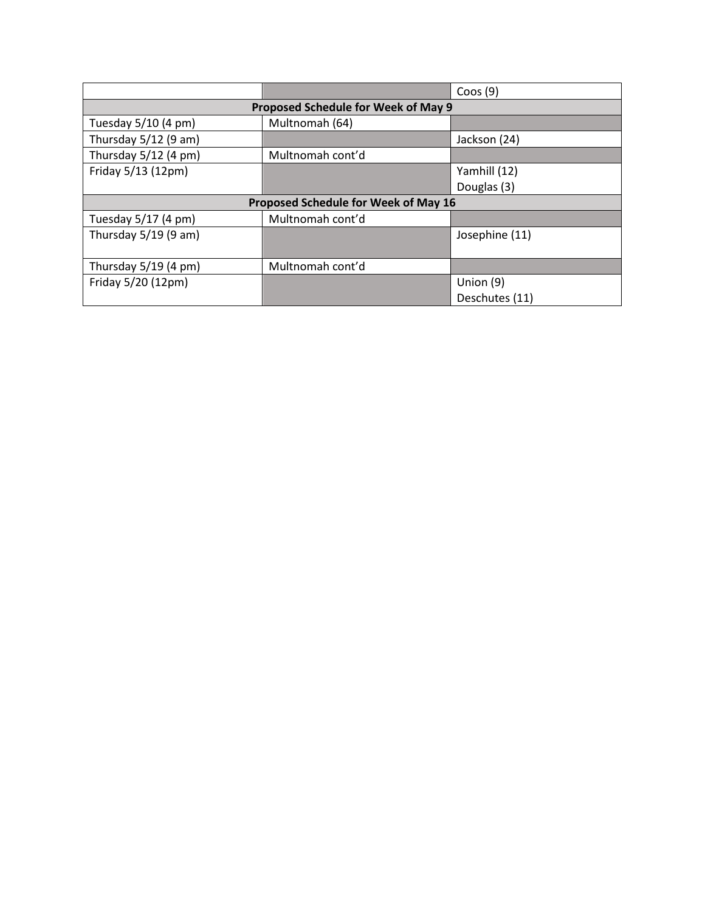| | | |
|---|---|---|
| | | Coos (9) |
| **Proposed Schedule for Week of May 9** | | |
| Tuesday 5/10 (4 pm) | Multnomah (64) | |
| Thursday 5/12 (9 am) | | Jackson (24) |
| Thursday 5/12 (4 pm) | Multnomah cont'd | |
| Friday 5/13 (12pm) | | Yamhill (12)<br>Douglas (3) |
| **Proposed Schedule for Week of May 16** | | |
| Tuesday 5/17 (4 pm) | Multnomah cont'd | |
| Thursday 5/19 (9 am) | | Josephine (11) |
| Thursday 5/19 (4 pm) | Multnomah cont'd | |
| Friday 5/20 (12pm) | | Union (9)<br>Deschutes (11) |